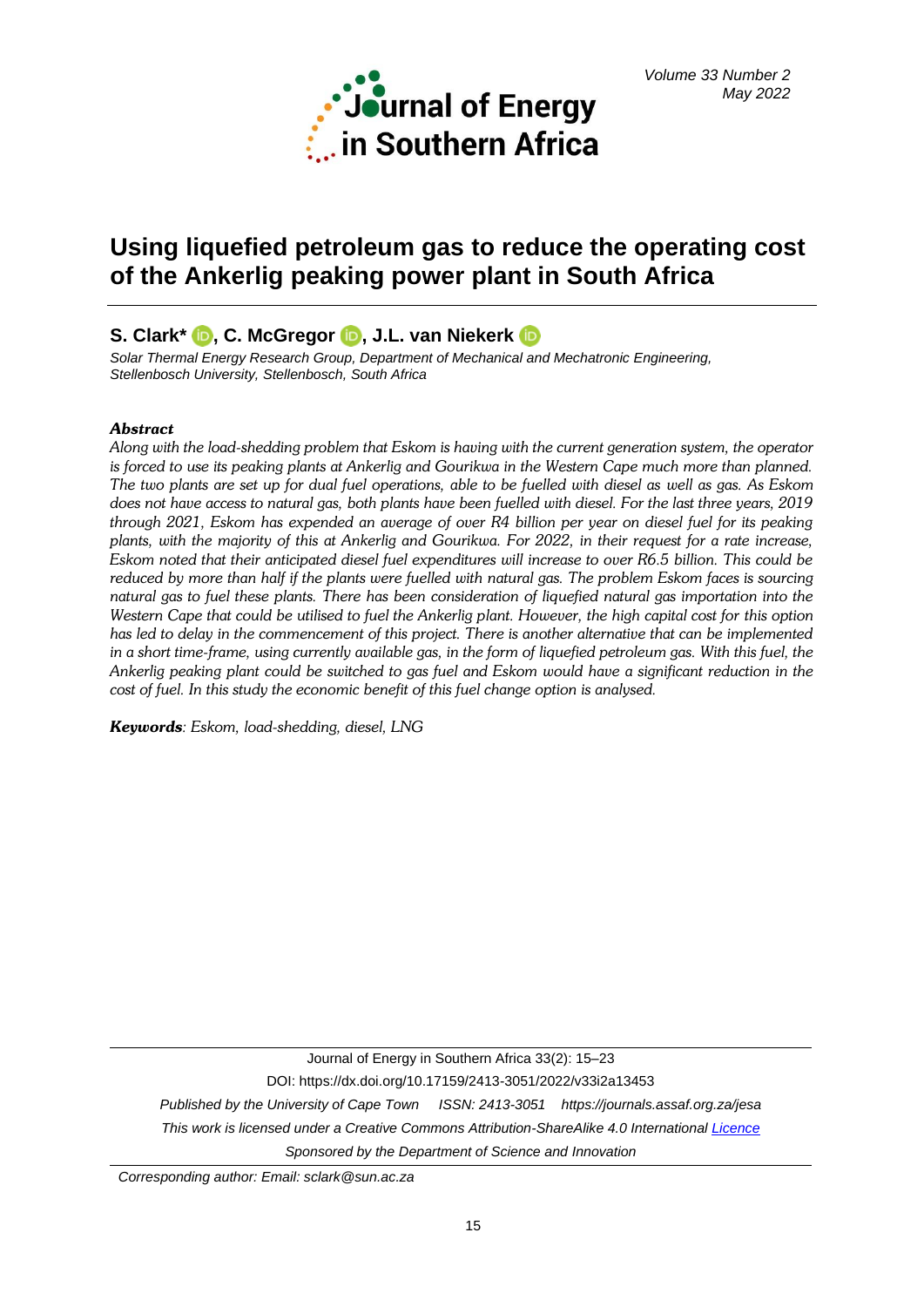# Using liquefied petroleum gas to reduce the operating cost of the Ankerlig peaking power plant in South Africa

**S. Clark\*, C. McGregor, J.L. van Niekerk**

*Solar Thermal Energy Research Group, Department of Mechanical and Mechatronic Engineering, Stellenbosch University, Stellenbosch, South Africa*

***Abstract***

*Along with the load-shedding problem that Eskom is having with the current generation system, the operator is forced to use its peaking plants at Ankerlig and Gourikwa in the Western Cape much more than planned. The two plants are set up for dual fuel operations, able to be fuelled with diesel as well as gas. As Eskom does not have access to natural gas, both plants have been fuelled with diesel. For the last three years, 2019 through 2021, Eskom has expended an average of over R4 billion per year on diesel fuel for its peaking plants, with the majority of this at Ankerlig and Gourikwa. For 2022, in their request for a rate increase, Eskom noted that their anticipated diesel fuel expenditures will increase to over R6.5 billion. This could be reduced by more than half if the plants were fuelled with natural gas. The problem Eskom faces is sourcing natural gas to fuel these plants. There has been consideration of liquefied natural gas importation into the Western Cape that could be utilised to fuel the Ankerlig plant. However, the high capital cost for this option has led to delay in the commencement of this project. There is another alternative that can be implemented in a short time-frame, using currently available gas, in the form of liquefied petroleum gas. With this fuel, the Ankerlig peaking plant could be switched to gas fuel and Eskom would have a significant reduction in the cost of fuel. In this study the economic benefit of this fuel change option is analysed.*

***Keywords****: Eskom, load-shedding, diesel, LNG*

Journal of Energy in Southern Africa 33(2): 15–23

DOI: https://dx.doi.org/10.17159/2413-3051/2022/v33i2a13453

*Published by the University of Cape Town ISSN: 2413-3051 https://journals.assaf.org.za/jesa*

*This work is licensed under a Creative Commons Attribution-ShareAlike 4.0 International Licence*

*Sponsored by the Department of Science and Innovation*

*Corresponding author: Email: sclark@sun.ac.za*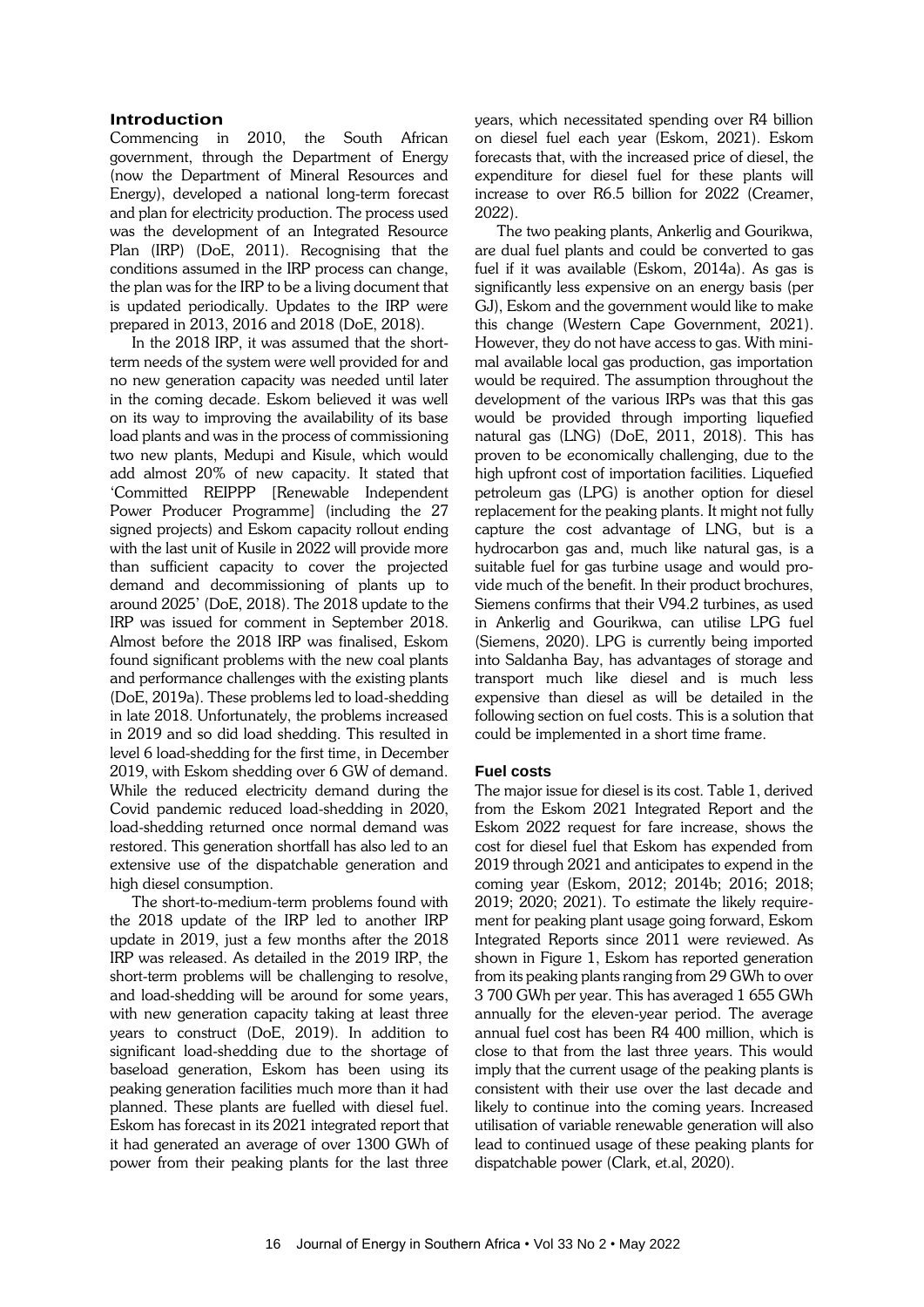## Introduction

Commencing in 2010, the South African government, through the Department of Energy (now the Department of Mineral Resources and Energy), developed a national long-term forecast and plan for electricity production. The process used was the development of an Integrated Resource Plan (IRP) (DoE, 2011). Recognising that the conditions assumed in the IRP process can change, the plan was for the IRP to be a living document that is updated periodically. Updates to the IRP were prepared in 2013, 2016 and 2018 (DoE, 2018).

In the 2018 IRP, it was assumed that the short-term needs of the system were well provided for and no new generation capacity was needed until later in the coming decade. Eskom believed it was well on its way to improving the availability of its base load plants and was in the process of commissioning two new plants, Medupi and Kisule, which would add almost 20% of new capacity. It stated that 'Committed REIPPP [Renewable Independent Power Producer Programme] (including the 27 signed projects) and Eskom capacity rollout ending with the last unit of Kusile in 2022 will provide more than sufficient capacity to cover the projected demand and decommissioning of plants up to around 2025' (DoE, 2018). The 2018 update to the IRP was issued for comment in September 2018. Almost before the 2018 IRP was finalised, Eskom found significant problems with the new coal plants and performance challenges with the existing plants (DoE, 2019a). These problems led to load-shedding in late 2018. Unfortunately, the problems increased in 2019 and so did load shedding. This resulted in level 6 load-shedding for the first time, in December 2019, with Eskom shedding over 6 GW of demand. While the reduced electricity demand during the Covid pandemic reduced load-shedding in 2020, load-shedding returned once normal demand was restored. This generation shortfall has also led to an extensive use of the dispatchable generation and high diesel consumption.

The short-to-medium-term problems found with the 2018 update of the IRP led to another IRP update in 2019, just a few months after the 2018 IRP was released. As detailed in the 2019 IRP, the short-term problems will be challenging to resolve, and load-shedding will be around for some years, with new generation capacity taking at least three years to construct (DoE, 2019). In addition to significant load-shedding due to the shortage of baseload generation, Eskom has been using its peaking generation facilities much more than it had planned. These plants are fuelled with diesel fuel. Eskom has forecast in its 2021 integrated report that it had generated an average of over 1300 GWh of power from their peaking plants for the last three years, which necessitated spending over R4 billion on diesel fuel each year (Eskom, 2021). Eskom forecasts that, with the increased price of diesel, the expenditure for diesel fuel for these plants will increase to over R6.5 billion for 2022 (Creamer, 2022).

The two peaking plants, Ankerlig and Gourikwa, are dual fuel plants and could be converted to gas fuel if it was available (Eskom, 2014a). As gas is significantly less expensive on an energy basis (per GJ), Eskom and the government would like to make this change (Western Cape Government, 2021). However, they do not have access to gas. With minimal available local gas production, gas importation would be required. The assumption throughout the development of the various IRPs was that this gas would be provided through importing liquefied natural gas (LNG) (DoE, 2011, 2018). This has proven to be economically challenging, due to the high upfront cost of importation facilities. Liquefied petroleum gas (LPG) is another option for diesel replacement for the peaking plants. It might not fully capture the cost advantage of LNG, but is a hydrocarbon gas and, much like natural gas, is a suitable fuel for gas turbine usage and would provide much of the benefit. In their product brochures, Siemens confirms that their V94.2 turbines, as used in Ankerlig and Gourikwa, can utilise LPG fuel (Siemens, 2020). LPG is currently being imported into Saldanha Bay, has advantages of storage and transport much like diesel and is much less expensive than diesel as will be detailed in the following section on fuel costs. This is a solution that could be implemented in a short time frame.

## Fuel costs

The major issue for diesel is its cost. Table 1, derived from the Eskom 2021 Integrated Report and the Eskom 2022 request for fare increase, shows the cost for diesel fuel that Eskom has expended from 2019 through 2021 and anticipates to expend in the coming year (Eskom, 2012; 2014b; 2016; 2018; 2019; 2020; 2021). To estimate the likely requirement for peaking plant usage going forward, Eskom Integrated Reports since 2011 were reviewed. As shown in Figure 1, Eskom has reported generation from its peaking plants ranging from 29 GWh to over 3 700 GWh per year. This has averaged 1 655 GWh annually for the eleven-year period. The average annual fuel cost has been R4 400 million, which is close to that from the last three years. This would imply that the current usage of the peaking plants is consistent with their use over the last decade and likely to continue into the coming years. Increased utilisation of variable renewable generation will also lead to continued usage of these peaking plants for dispatchable power (Clark, et.al, 2020).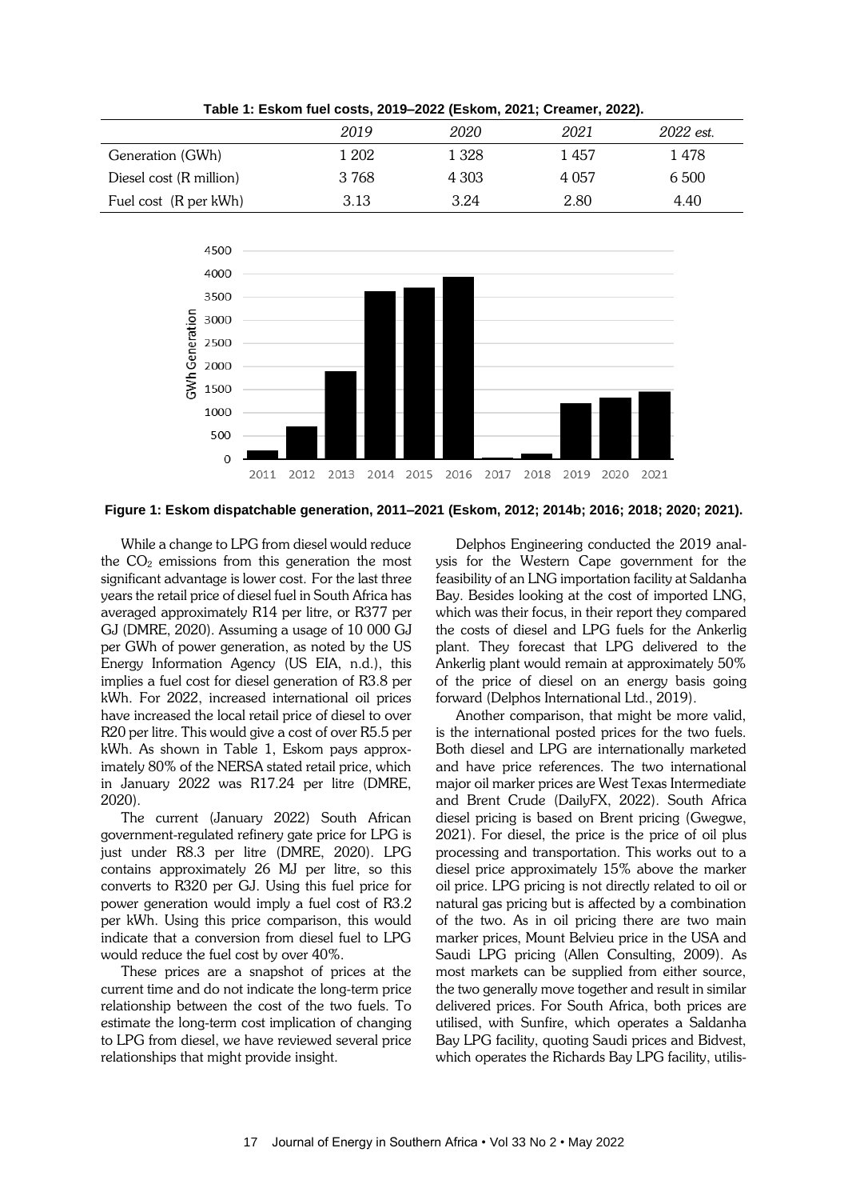**Table 1: Eskom fuel costs, 2019–2022 (Eskom, 2021; Creamer, 2022).**

| | *2019* | *2020* | *2021* | *2022 est.* |
|---|---|---|---|---|
| Generation (GWh) | 1 202 | 1 328 | 1 457 | 1 478 |
| Diesel cost (R million) | 3 768 | 4 303 | 4 057 | 6 500 |
| Fuel cost (R per kWh) | 3.13 | 3.24 | 2.80 | 4.40 |

**Figure 1: Eskom dispatchable generation, 2011–2021 (Eskom, 2012; 2014b; 2016; 2018; 2020; 2021).**

While a change to LPG from diesel would reduce the $CO_2$ emissions from this generation the most significant advantage is lower cost. For the last three years the retail price of diesel fuel in South Africa has averaged approximately R14 per litre, or R377 per GJ (DMRE, 2020). Assuming a usage of 10 000 GJ per GWh of power generation, as noted by the US Energy Information Agency (US EIA, n.d.), this implies a fuel cost for diesel generation of R3.8 per kWh. For 2022, increased international oil prices have increased the local retail price of diesel to over R20 per litre. This would give a cost of over R5.5 per kWh. As shown in Table 1, Eskom pays approximately 80% of the NERSA stated retail price, which in January 2022 was R17.24 per litre (DMRE, 2020).

The current (January 2022) South African government-regulated refinery gate price for LPG is just under R8.3 per litre (DMRE, 2020). LPG contains approximately 26 MJ per litre, so this converts to R320 per GJ. Using this fuel price for power generation would imply a fuel cost of R3.2 per kWh. Using this price comparison, this would indicate that a conversion from diesel fuel to LPG would reduce the fuel cost by over 40%.

These prices are a snapshot of prices at the current time and do not indicate the long-term price relationship between the cost of the two fuels. To estimate the long-term cost implication of changing to LPG from diesel, we have reviewed several price relationships that might provide insight.

Delphos Engineering conducted the 2019 analysis for the Western Cape government for the feasibility of an LNG importation facility at Saldanha Bay. Besides looking at the cost of imported LNG, which was their focus, in their report they compared the costs of diesel and LPG fuels for the Ankerlig plant. They forecast that LPG delivered to the Ankerlig plant would remain at approximately 50% of the price of diesel on an energy basis going forward (Delphos International Ltd., 2019).

Another comparison, that might be more valid, is the international posted prices for the two fuels. Both diesel and LPG are internationally marketed and have price references. The two international major oil marker prices are West Texas Intermediate and Brent Crude (DailyFX, 2022). South Africa diesel pricing is based on Brent pricing (Gwegwe, 2021). For diesel, the price is the price of oil plus processing and transportation. This works out to a diesel price approximately 15% above the marker oil price. LPG pricing is not directly related to oil or natural gas pricing but is affected by a combination of the two. As in oil pricing there are two main marker prices, Mount Belvieu price in the USA and Saudi LPG pricing (Allen Consulting, 2009). As most markets can be supplied from either source, the two generally move together and result in similar delivered prices. For South Africa, both prices are utilised, with Sunfire, which operates a Saldanha Bay LPG facility, quoting Saudi prices and Bidvest, which operates the Richards Bay LPG facility, utilis-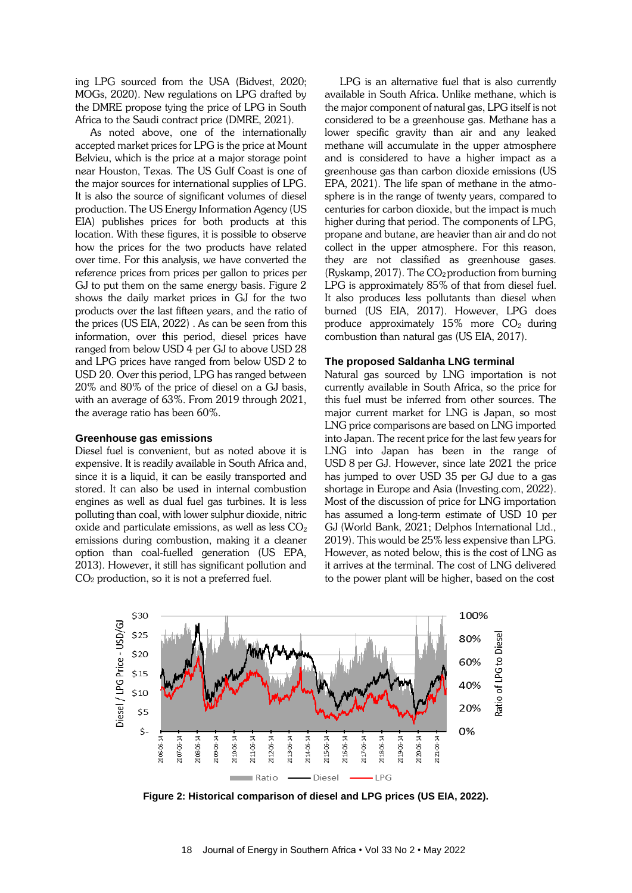ing LPG sourced from the USA (Bidvest, 2020; MOGs, 2020). New regulations on LPG drafted by the DMRE propose tying the price of LPG in South Africa to the Saudi contract price (DMRE, 2021).

As noted above, one of the internationally accepted market prices for LPG is the price at Mount Belvieu, which is the price at a major storage point near Houston, Texas. The US Gulf Coast is one of the major sources for international supplies of LPG. It is also the source of significant volumes of diesel production. The US Energy Information Agency (US EIA) publishes prices for both products at this location. With these figures, it is possible to observe how the prices for the two products have related over time. For this analysis, we have converted the reference prices from prices per gallon to prices per GJ to put them on the same energy basis. Figure 2 shows the daily market prices in GJ for the two products over the last fifteen years, and the ratio of the prices (US EIA, 2022) . As can be seen from this information, over this period, diesel prices have ranged from below USD 4 per GJ to above USD 28 and LPG prices have ranged from below USD 2 to USD 20. Over this period, LPG has ranged between 20% and 80% of the price of diesel on a GJ basis, with an average of 63%. From 2019 through 2021, the average ratio has been 60%.

### Greenhouse gas emissions

Diesel fuel is convenient, but as noted above it is expensive. It is readily available in South Africa and, since it is a liquid, it can be easily transported and stored. It can also be used in internal combustion engines as well as dual fuel gas turbines. It is less polluting than coal, with lower sulphur dioxide, nitric oxide and particulate emissions, as well as less $CO_2$ emissions during combustion, making it a cleaner option than coal-fuelled generation (US EPA, 2013). However, it still has significant pollution and $CO_2$ production, so it is not a preferred fuel.

LPG is an alternative fuel that is also currently available in South Africa. Unlike methane, which is the major component of natural gas, LPG itself is not considered to be a greenhouse gas. Methane has a lower specific gravity than air and any leaked methane will accumulate in the upper atmosphere and is considered to have a higher impact as a greenhouse gas than carbon dioxide emissions (US EPA, 2021). The life span of methane in the atmosphere is in the range of twenty years, compared to centuries for carbon dioxide, but the impact is much higher during that period. The components of LPG, propane and butane, are heavier than air and do not collect in the upper atmosphere. For this reason, they are not classified as greenhouse gases. (Ryskamp, 2017). The $CO_2$ production from burning LPG is approximately 85% of that from diesel fuel. It also produces less pollutants than diesel when burned (US EIA, 2017). However, LPG does produce approximately 15% more $CO_2$ during combustion than natural gas (US EIA, 2017).

### The proposed Saldanha LNG terminal

Natural gas sourced by LNG importation is not currently available in South Africa, so the price for this fuel must be inferred from other sources. The major current market for LNG is Japan, so most LNG price comparisons are based on LNG imported into Japan. The recent price for the last few years for LNG into Japan has been in the range of USD 8 per GJ. However, since late 2021 the price has jumped to over USD 35 per GJ due to a gas shortage in Europe and Asia (Investing.com, 2022). Most of the discussion of price for LNG importation has assumed a long-term estimate of USD 10 per GJ (World Bank, 2021; Delphos International Ltd., 2019). This would be 25% less expensive than LPG. However, as noted below, this is the cost of LNG as it arrives at the terminal. The cost of LNG delivered to the power plant will be higher, based on the cost

**Figure 2: Historical comparison of diesel and LPG prices (US EIA, 2022).**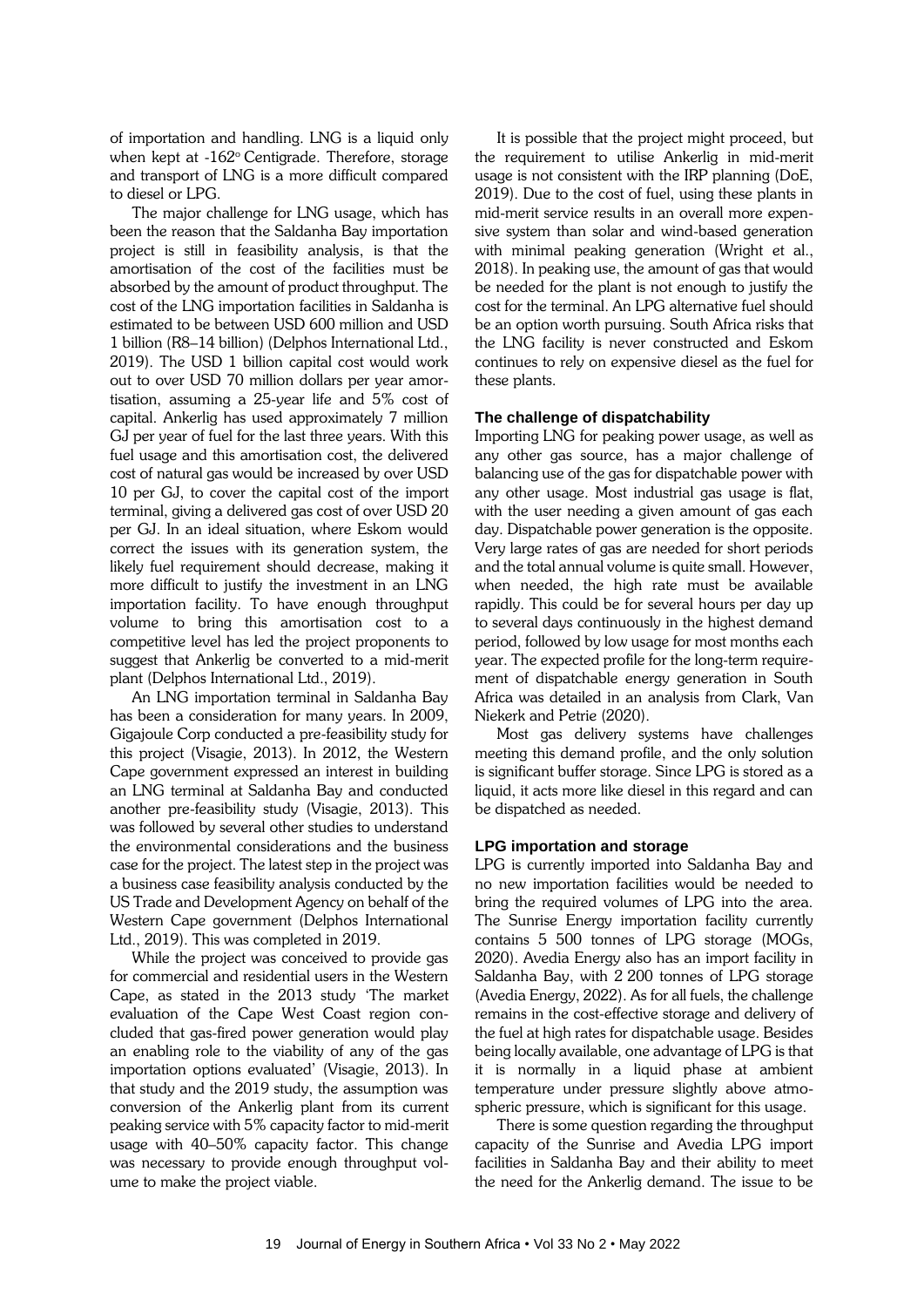of importation and handling. LNG is a liquid only when kept at -162° Centigrade. Therefore, storage and transport of LNG is a more difficult compared to diesel or LPG.

The major challenge for LNG usage, which has been the reason that the Saldanha Bay importation project is still in feasibility analysis, is that the amortisation of the cost of the facilities must be absorbed by the amount of product throughput. The cost of the LNG importation facilities in Saldanha is estimated to be between USD 600 million and USD 1 billion (R8–14 billion) (Delphos International Ltd., 2019). The USD 1 billion capital cost would work out to over USD 70 million dollars per year amortisation, assuming a 25-year life and 5% cost of capital. Ankerlig has used approximately 7 million GJ per year of fuel for the last three years. With this fuel usage and this amortisation cost, the delivered cost of natural gas would be increased by over USD 10 per GJ, to cover the capital cost of the import terminal, giving a delivered gas cost of over USD 20 per GJ. In an ideal situation, where Eskom would correct the issues with its generation system, the likely fuel requirement should decrease, making it more difficult to justify the investment in an LNG importation facility. To have enough throughput volume to bring this amortisation cost to a competitive level has led the project proponents to suggest that Ankerlig be converted to a mid-merit plant (Delphos International Ltd., 2019).

An LNG importation terminal in Saldanha Bay has been a consideration for many years. In 2009, Gigajoule Corp conducted a pre-feasibility study for this project (Visagie, 2013). In 2012, the Western Cape government expressed an interest in building an LNG terminal at Saldanha Bay and conducted another pre-feasibility study (Visagie, 2013). This was followed by several other studies to understand the environmental considerations and the business case for the project. The latest step in the project was a business case feasibility analysis conducted by the US Trade and Development Agency on behalf of the Western Cape government (Delphos International Ltd., 2019). This was completed in 2019.

While the project was conceived to provide gas for commercial and residential users in the Western Cape, as stated in the 2013 study 'The market evaluation of the Cape West Coast region concluded that gas-fired power generation would play an enabling role to the viability of any of the gas importation options evaluated' (Visagie, 2013). In that study and the 2019 study, the assumption was conversion of the Ankerlig plant from its current peaking service with 5% capacity factor to mid-merit usage with 40–50% capacity factor. This change was necessary to provide enough throughput volume to make the project viable.

It is possible that the project might proceed, but the requirement to utilise Ankerlig in mid-merit usage is not consistent with the IRP planning (DoE, 2019). Due to the cost of fuel, using these plants in mid-merit service results in an overall more expensive system than solar and wind-based generation with minimal peaking generation (Wright et al., 2018). In peaking use, the amount of gas that would be needed for the plant is not enough to justify the cost for the terminal. An LPG alternative fuel should be an option worth pursuing. South Africa risks that the LNG facility is never constructed and Eskom continues to rely on expensive diesel as the fuel for these plants.

### The challenge of dispatchability

Importing LNG for peaking power usage, as well as any other gas source, has a major challenge of balancing use of the gas for dispatchable power with any other usage. Most industrial gas usage is flat, with the user needing a given amount of gas each day. Dispatchable power generation is the opposite. Very large rates of gas are needed for short periods and the total annual volume is quite small. However, when needed, the high rate must be available rapidly. This could be for several hours per day up to several days continuously in the highest demand period, followed by low usage for most months each year. The expected profile for the long-term requirement of dispatchable energy generation in South Africa was detailed in an analysis from Clark, Van Niekerk and Petrie (2020).

Most gas delivery systems have challenges meeting this demand profile, and the only solution is significant buffer storage. Since LPG is stored as a liquid, it acts more like diesel in this regard and can be dispatched as needed.

### LPG importation and storage

LPG is currently imported into Saldanha Bay and no new importation facilities would be needed to bring the required volumes of LPG into the area. The Sunrise Energy importation facility currently contains 5 500 tonnes of LPG storage (MOGs, 2020). Avedia Energy also has an import facility in Saldanha Bay, with 2 200 tonnes of LPG storage (Avedia Energy, 2022). As for all fuels, the challenge remains in the cost-effective storage and delivery of the fuel at high rates for dispatchable usage. Besides being locally available, one advantage of LPG is that it is normally in a liquid phase at ambient temperature under pressure slightly above atmospheric pressure, which is significant for this usage.

There is some question regarding the throughput capacity of the Sunrise and Avedia LPG import facilities in Saldanha Bay and their ability to meet the need for the Ankerlig demand. The issue to be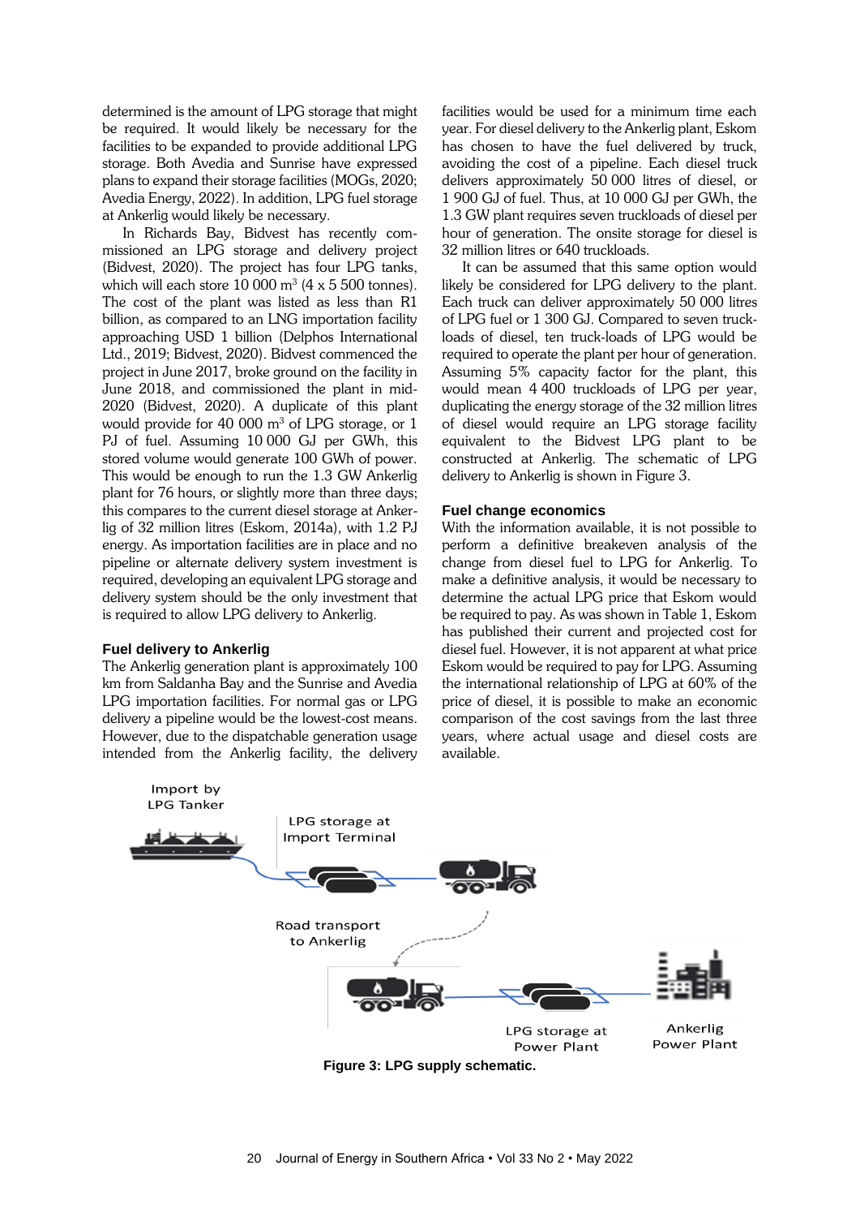determined is the amount of LPG storage that might be required. It would likely be necessary for the facilities to be expanded to provide additional LPG storage. Both Avedia and Sunrise have expressed plans to expand their storage facilities (MOGs, 2020; Avedia Energy, 2022). In addition, LPG fuel storage at Ankerlig would likely be necessary.

In Richards Bay, Bidvest has recently commissioned an LPG storage and delivery project (Bidvest, 2020). The project has four LPG tanks, which will each store 10 000 $m^3$ (4 x 5 500 tonnes). The cost of the plant was listed as less than R1 billion, as compared to an LNG importation facility approaching USD 1 billion (Delphos International Ltd., 2019; Bidvest, 2020). Bidvest commenced the project in June 2017, broke ground on the facility in June 2018, and commissioned the plant in mid-2020 (Bidvest, 2020). A duplicate of this plant would provide for 40 000 $m^3$ of LPG storage, or 1 PJ of fuel. Assuming 10 000 GJ per GWh, this stored volume would generate 100 GWh of power. This would be enough to run the 1.3 GW Ankerlig plant for 76 hours, or slightly more than three days; this compares to the current diesel storage at Ankerlig of 32 million litres (Eskom, 2014a), with 1.2 PJ energy. As importation facilities are in place and no pipeline or alternate delivery system investment is required, developing an equivalent LPG storage and delivery system should be the only investment that is required to allow LPG delivery to Ankerlig.

**Fuel delivery to Ankerlig**

The Ankerlig generation plant is approximately 100 km from Saldanha Bay and the Sunrise and Avedia LPG importation facilities. For normal gas or LPG delivery a pipeline would be the lowest-cost means. However, due to the dispatchable generation usage intended from the Ankerlig facility, the delivery facilities would be used for a minimum time each year. For diesel delivery to the Ankerlig plant, Eskom has chosen to have the fuel delivered by truck, avoiding the cost of a pipeline. Each diesel truck delivers approximately 50 000 litres of diesel, or 1 900 GJ of fuel. Thus, at 10 000 GJ per GWh, the 1.3 GW plant requires seven truckloads of diesel per hour of generation. The onsite storage for diesel is 32 million litres or 640 truckloads.

It can be assumed that this same option would likely be considered for LPG delivery to the plant. Each truck can deliver approximately 50 000 litres of LPG fuel or 1 300 GJ. Compared to seven truckloads of diesel, ten truck-loads of LPG would be required to operate the plant per hour of generation. Assuming 5% capacity factor for the plant, this would mean 4 400 truckloads of LPG per year, duplicating the energy storage of the 32 million litres of diesel would require an LPG storage facility equivalent to the Bidvest LPG plant to be constructed at Ankerlig. The schematic of LPG delivery to Ankerlig is shown in Figure 3.

**Fuel change economics**

With the information available, it is not possible to perform a definitive breakeven analysis of the change from diesel fuel to LPG for Ankerlig. To make a definitive analysis, it would be necessary to determine the actual LPG price that Eskom would be required to pay. As was shown in Table 1, Eskom has published their current and projected cost for diesel fuel. However, it is not apparent at what price Eskom would be required to pay for LPG. Assuming the international relationship of LPG at 60% of the price of diesel, it is possible to make an economic comparison of the cost savings from the last three years, where actual usage and diesel costs are available.

Import by LPG Tanker

LPG storage at Import Terminal

Road transport to Ankerlig

LPG storage at Power Plant

Ankerlig Power Plant

**Figure 3: LPG supply schematic.**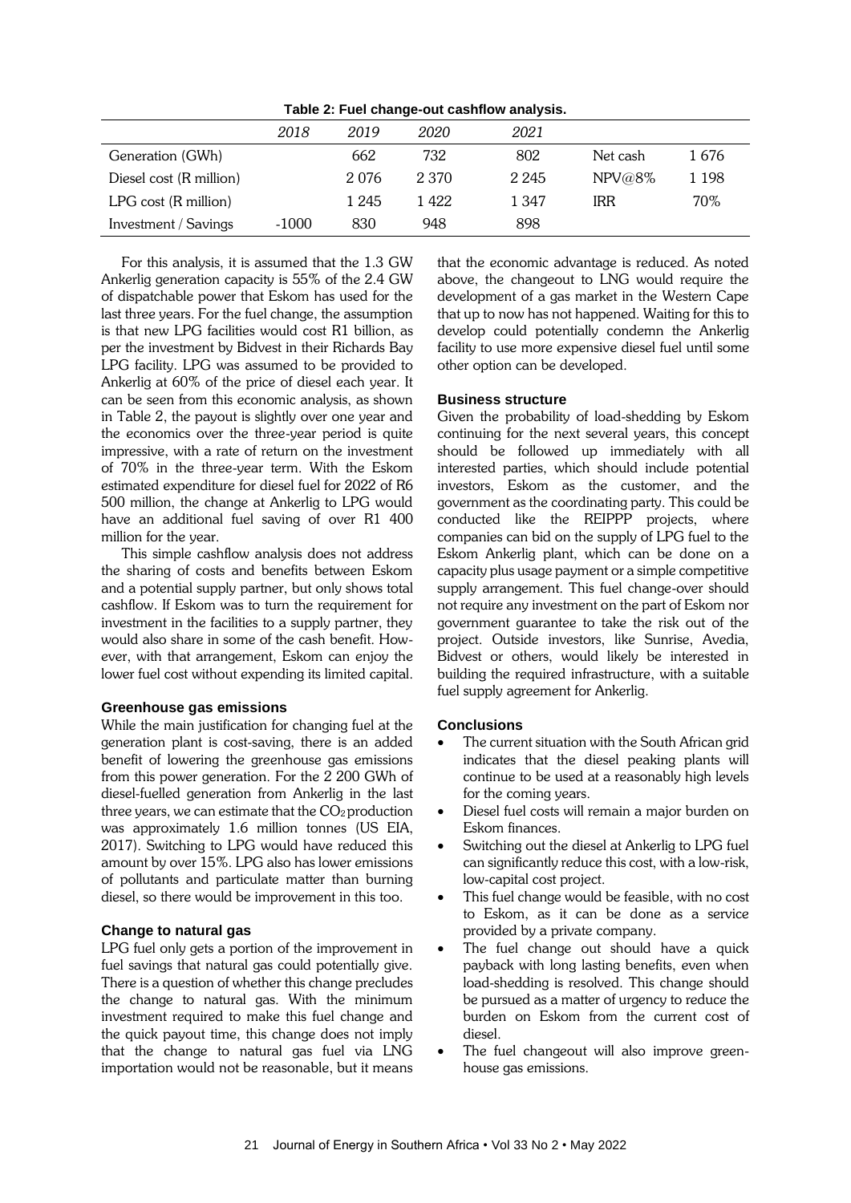**Table 2: Fuel change-out cashflow analysis.**

| | *2018* | *2019* | *2020* | *2021* | | |
|---|---|---|---|---|---|---|
| Generation (GWh) | | 662 | 732 | 802 | Net cash | 1 676 |
| Diesel cost (R million) | | 2 076 | 2 370 | 2 245 | NPV@8% | 1 198 |
| LPG cost (R million) | | 1 245 | 1 422 | 1 347 | IRR | 70% |
| Investment / Savings | -1000 | 830 | 948 | 898 | | |

For this analysis, it is assumed that the 1.3 GW Ankerlig generation capacity is 55% of the 2.4 GW of dispatchable power that Eskom has used for the last three years. For the fuel change, the assumption is that new LPG facilities would cost R1 billion, as per the investment by Bidvest in their Richards Bay LPG facility. LPG was assumed to be provided to Ankerlig at 60% of the price of diesel each year. It can be seen from this economic analysis, as shown in Table 2, the payout is slightly over one year and the economics over the three-year period is quite impressive, with a rate of return on the investment of 70% in the three-year term. With the Eskom estimated expenditure for diesel fuel for 2022 of R6 500 million, the change at Ankerlig to LPG would have an additional fuel saving of over R1 400 million for the year.

This simple cashflow analysis does not address the sharing of costs and benefits between Eskom and a potential supply partner, but only shows total cashflow. If Eskom was to turn the requirement for investment in the facilities to a supply partner, they would also share in some of the cash benefit. However, with that arrangement, Eskom can enjoy the lower fuel cost without expending its limited capital.

### Greenhouse gas emissions

While the main justification for changing fuel at the generation plant is cost-saving, there is an added benefit of lowering the greenhouse gas emissions from this power generation. For the 2 200 GWh of diesel-fuelled generation from Ankerlig in the last three years, we can estimate that the $CO_2$ production was approximately 1.6 million tonnes (US EIA, 2017). Switching to LPG would have reduced this amount by over 15%. LPG also has lower emissions of pollutants and particulate matter than burning diesel, so there would be improvement in this too.

### Change to natural gas

LPG fuel only gets a portion of the improvement in fuel savings that natural gas could potentially give. There is a question of whether this change precludes the change to natural gas. With the minimum investment required to make this fuel change and the quick payout time, this change does not imply that the change to natural gas fuel via LNG importation would not be reasonable, but it means that the economic advantage is reduced. As noted above, the changeout to LNG would require the development of a gas market in the Western Cape that up to now has not happened. Waiting for this to develop could potentially condemn the Ankerlig facility to use more expensive diesel fuel until some other option can be developed.

### Business structure

Given the probability of load-shedding by Eskom continuing for the next several years, this concept should be followed up immediately with all interested parties, which should include potential investors, Eskom as the customer, and the government as the coordinating party. This could be conducted like the REIPPP projects, where companies can bid on the supply of LPG fuel to the Eskom Ankerlig plant, which can be done on a capacity plus usage payment or a simple competitive supply arrangement. This fuel change-over should not require any investment on the part of Eskom nor government guarantee to take the risk out of the project. Outside investors, like Sunrise, Avedia, Bidvest or others, would likely be interested in building the required infrastructure, with a suitable fuel supply agreement for Ankerlig.

### Conclusions

- The current situation with the South African grid indicates that the diesel peaking plants will continue to be used at a reasonably high levels for the coming years.
- Diesel fuel costs will remain a major burden on Eskom finances.
- Switching out the diesel at Ankerlig to LPG fuel can significantly reduce this cost, with a low-risk, low-capital cost project.
- This fuel change would be feasible, with no cost to Eskom, as it can be done as a service provided by a private company.
- The fuel change out should have a quick payback with long lasting benefits, even when load-shedding is resolved. This change should be pursued as a matter of urgency to reduce the burden on Eskom from the current cost of diesel.
- The fuel changeout will also improve greenhouse gas emissions.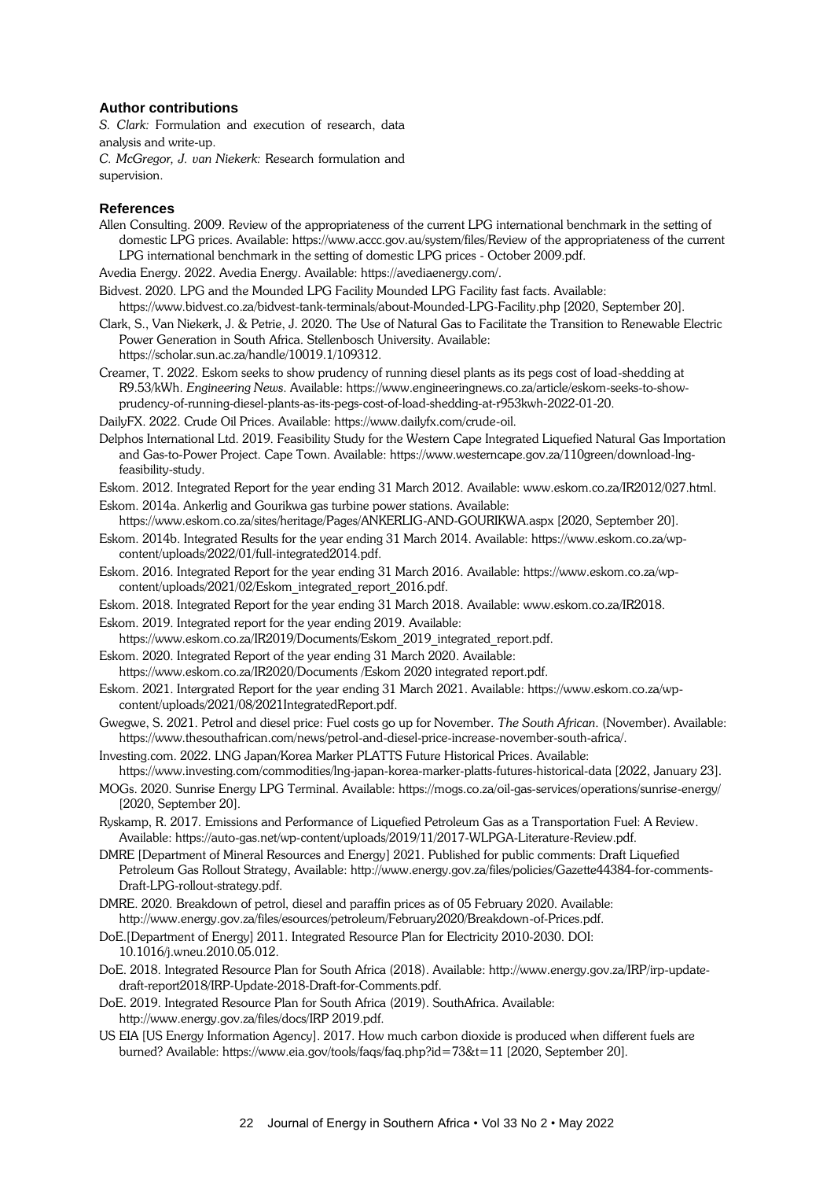### Author contributions

*S. Clark:* Formulation and execution of research, data analysis and write-up.

*C. McGregor, J. van Niekerk:* Research formulation and supervision.

### References

Allen Consulting. 2009. Review of the appropriateness of the current LPG international benchmark in the setting of domestic LPG prices. Available: https://www.accc.gov.au/system/files/Review of the appropriateness of the current LPG international benchmark in the setting of domestic LPG prices - October 2009.pdf.

Avedia Energy. 2022. Avedia Energy. Available: https://avediaenergy.com/.

Bidvest. 2020. LPG and the Mounded LPG Facility Mounded LPG Facility fast facts. Available: https://www.bidvest.co.za/bidvest-tank-terminals/about-Mounded-LPG-Facility.php [2020, September 20].

Clark, S., Van Niekerk, J. & Petrie, J. 2020. The Use of Natural Gas to Facilitate the Transition to Renewable Electric Power Generation in South Africa. Stellenbosch University. Available: https://scholar.sun.ac.za/handle/10019.1/109312.

Creamer, T. 2022. Eskom seeks to show prudency of running diesel plants as its pegs cost of load-shedding at R9.53/kWh. *Engineering News*. Available: https://www.engineeringnews.co.za/article/eskom-seeks-to-show-prudency-of-running-diesel-plants-as-its-pegs-cost-of-load-shedding-at-r953kwh-2022-01-20.

DailyFX. 2022. Crude Oil Prices. Available: https://www.dailyfx.com/crude-oil.

Delphos International Ltd. 2019. Feasibility Study for the Western Cape Integrated Liquefied Natural Gas Importation and Gas-to-Power Project. Cape Town. Available: https://www.westerncape.gov.za/110green/download-lng-feasibility-study.

Eskom. 2012. Integrated Report for the year ending 31 March 2012. Available: www.eskom.co.za/IR2012/027.html.

Eskom. 2014a. Ankerlig and Gourikwa gas turbine power stations. Available: https://www.eskom.co.za/sites/heritage/Pages/ANKERLIG-AND-GOURIKWA.aspx [2020, September 20].

Eskom. 2014b. Integrated Results for the year ending 31 March 2014. Available: https://www.eskom.co.za/wp-content/uploads/2022/01/full-integrated2014.pdf.

Eskom. 2016. Integrated Report for the year ending 31 March 2016. Available: https://www.eskom.co.za/wp-content/uploads/2021/02/Eskom_integrated_report_2016.pdf.

Eskom. 2018. Integrated Report for the year ending 31 March 2018. Available: www.eskom.co.za/IR2018.

Eskom. 2019. Integrated report for the year ending 2019. Available: https://www.eskom.co.za/IR2019/Documents/Eskom_2019_integrated_report.pdf.

Eskom. 2020. Integrated Report of the year ending 31 March 2020. Available: https://www.eskom.co.za/IR2020/Documents /Eskom 2020 integrated report.pdf.

Eskom. 2021. Intergrated Report for the year ending 31 March 2021. Available: https://www.eskom.co.za/wp-content/uploads/2021/08/2021IntegratedReport.pdf.

Gwegwe, S. 2021. Petrol and diesel price: Fuel costs go up for November. *The South African*. (November). Available: https://www.thesouthafrican.com/news/petrol-and-diesel-price-increase-november-south-africa/.

Investing.com. 2022. LNG Japan/Korea Marker PLATTS Future Historical Prices. Available: https://www.investing.com/commodities/lng-japan-korea-marker-platts-futures-historical-data [2022, January 23].

MOGs. 2020. Sunrise Energy LPG Terminal. Available: https://mogs.co.za/oil-gas-services/operations/sunrise-energy/ [2020, September 20].

Ryskamp, R. 2017. Emissions and Performance of Liquefied Petroleum Gas as a Transportation Fuel: A Review. Available: https://auto-gas.net/wp-content/uploads/2019/11/2017-WLPGA-Literature-Review.pdf.

DMRE [Department of Mineral Resources and Energy] 2021. Published for public comments: Draft Liquefied Petroleum Gas Rollout Strategy, Available: http://www.energy.gov.za/files/policies/Gazette44384-for-comments-Draft-LPG-rollout-strategy.pdf.

DMRE. 2020. Breakdown of petrol, diesel and paraffin prices as of 05 February 2020. Available: http://www.energy.gov.za/files/esources/petroleum/February2020/Breakdown-of-Prices.pdf.

DoE.[Department of Energy] 2011. Integrated Resource Plan for Electricity 2010-2030. DOI: 10.1016/j.wneu.2010.05.012.

DoE. 2018. Integrated Resource Plan for South Africa (2018). Available: http://www.energy.gov.za/IRP/irp-update-draft-report2018/IRP-Update-2018-Draft-for-Comments.pdf.

DoE. 2019. Integrated Resource Plan for South Africa (2019). SouthAfrica. Available: http://www.energy.gov.za/files/docs/IRP 2019.pdf.

US EIA [US Energy Information Agency]. 2017. How much carbon dioxide is produced when different fuels are burned? Available: https://www.eia.gov/tools/faqs/faq.php?id=73&t=11 [2020, September 20].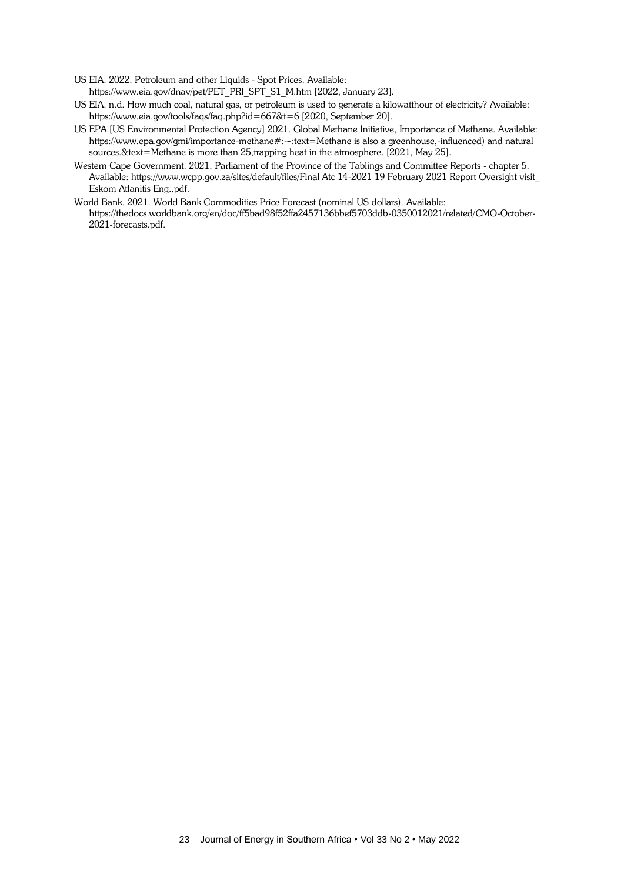US EIA. 2022. Petroleum and other Liquids - Spot Prices. Available: https://www.eia.gov/dnav/pet/PET_PRI_SPT_S1_M.htm [2022, January 23].

US EIA. n.d. How much coal, natural gas, or petroleum is used to generate a kilowatthour of electricity? Available: https://www.eia.gov/tools/faqs/faq.php?id=667&t=6 [2020, September 20].

US EPA.[US Environmental Protection Agency] 2021. Global Methane Initiative, Importance of Methane. Available: https://www.epa.gov/gmi/importance-methane#:~:text=Methane is also a greenhouse,-influenced) and natural sources.&text=Methane is more than 25,trapping heat in the atmosphere. [2021, May 25].

Western Cape Government. 2021. Parliament of the Province of the Tablings and Committee Reports - chapter 5. Available: https://www.wcpp.gov.za/sites/default/files/Final Atc 14-2021 19 February 2021 Report Oversight visit_ Eskom Atlanitis Eng..pdf.

World Bank. 2021. World Bank Commodities Price Forecast (nominal US dollars). Available: https://thedocs.worldbank.org/en/doc/ff5bad98f52ffa2457136bbef5703ddb-0350012021/related/CMO-October-2021-forecasts.pdf.